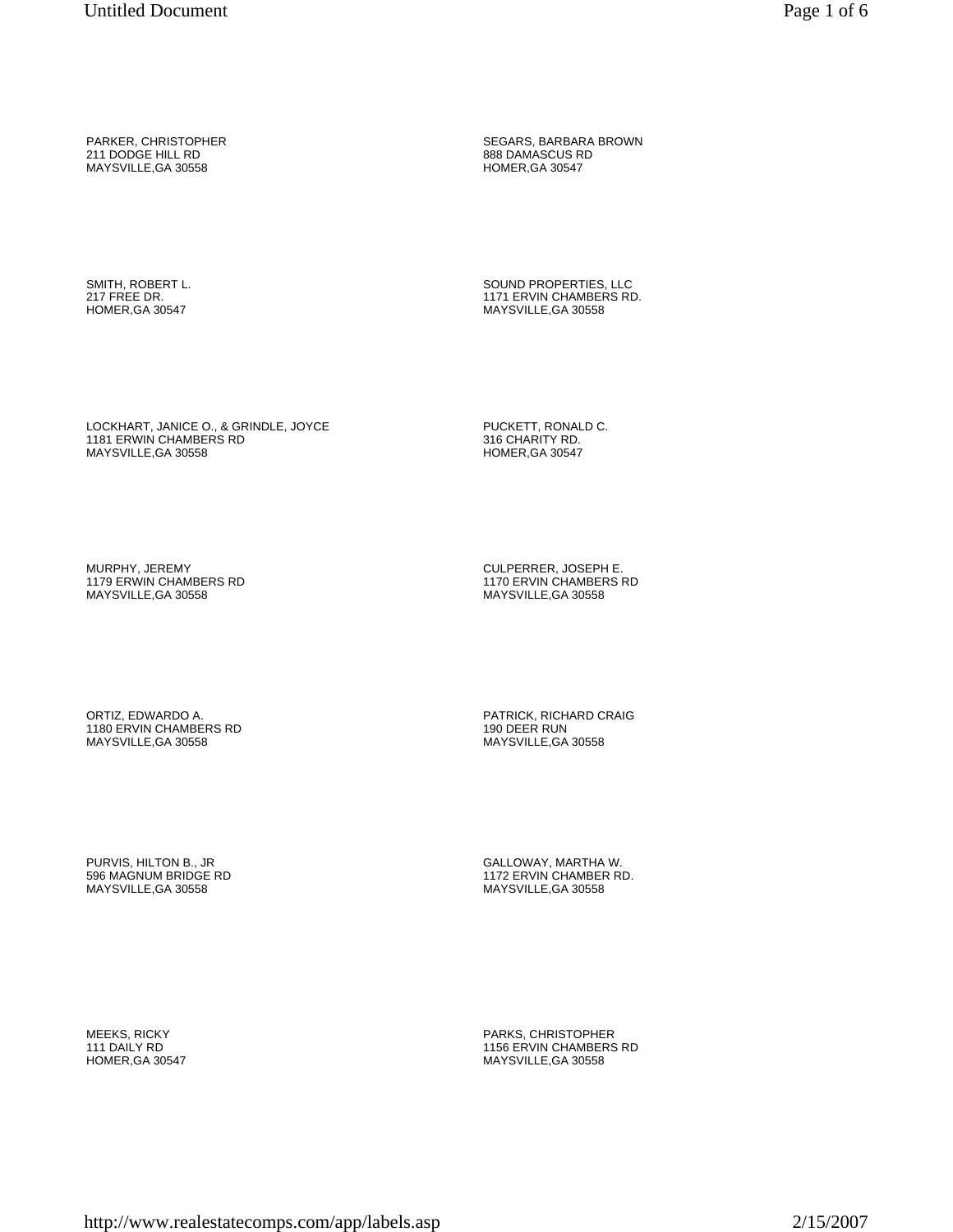PARKER, CHRISTOPHER
211 DODGE HILL RD
MAYSVILLE,GA 30558

SEGARS, BARBARA BROWN
888 DAMASCUS RD
HOMER,GA 30547

SMITH, ROBERT L.
217 FREE DR.
HOMER,GA 30547

SOUND PROPERTIES, LLC
1171 ERVIN CHAMBERS RD.
MAYSVILLE,GA 30558

LOCKHART, JANICE O., & GRINDLE, JOYCE
1181 ERWIN CHAMBERS RD
MAYSVILLE,GA 30558

PUCKETT, RONALD C.
316 CHARITY RD.
HOMER,GA 30547

MURPHY, JEREMY
1179 ERWIN CHAMBERS RD
MAYSVILLE,GA 30558

CULPERRER, JOSEPH E.
1170 ERVIN CHAMBERS RD
MAYSVILLE,GA 30558

ORTIZ, EDWARDO A.
1180 ERVIN CHAMBERS RD
MAYSVILLE,GA 30558

PATRICK, RICHARD CRAIG
190 DEER RUN
MAYSVILLE,GA 30558

PURVIS, HILTON B., JR
596 MAGNUM BRIDGE RD
MAYSVILLE,GA 30558

GALLOWAY, MARTHA W.
1172 ERVIN CHAMBER RD.
MAYSVILLE,GA 30558

MEEKS, RICKY
111 DAILY RD
HOMER,GA 30547

PARKS, CHRISTOPHER
1156 ERVIN CHAMBERS RD
MAYSVILLE,GA 30558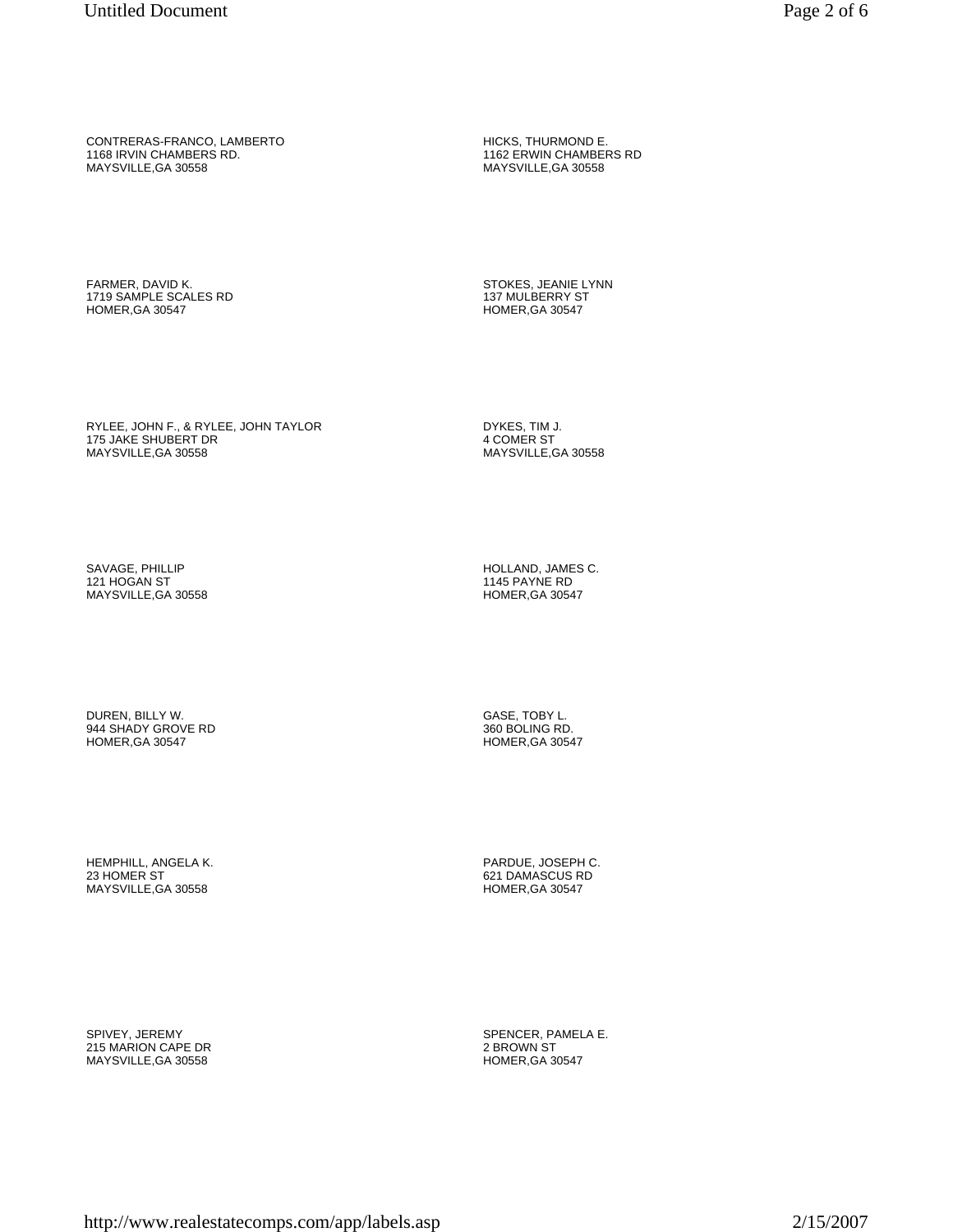CONTRERAS-FRANCO, LAMBERTO
1168 IRVIN CHAMBERS RD.
MAYSVILLE,GA 30558

HICKS, THURMOND E.
1162 ERWIN CHAMBERS RD
MAYSVILLE,GA 30558

FARMER, DAVID K.
1719 SAMPLE SCALES RD
HOMER,GA 30547

STOKES, JEANIE LYNN
137 MULBERRY ST
HOMER,GA 30547

RYLEE, JOHN F., & RYLEE, JOHN TAYLOR
175 JAKE SHUBERT DR
MAYSVILLE,GA 30558

DYKES, TIM J.
4 COMER ST
MAYSVILLE,GA 30558

SAVAGE, PHILLIP
121 HOGAN ST
MAYSVILLE,GA 30558

HOLLAND, JAMES C.
1145 PAYNE RD
HOMER,GA 30547

DUREN, BILLY W.
944 SHADY GROVE RD
HOMER,GA 30547

GASE, TOBY L.
360 BOLING RD.
HOMER,GA 30547

HEMPHILL, ANGELA K.
23 HOMER ST
MAYSVILLE,GA 30558

PARDUE, JOSEPH C.
621 DAMASCUS RD
HOMER,GA 30547

SPIVEY, JEREMY
215 MARION CAPE DR
MAYSVILLE,GA 30558

SPENCER, PAMELA E.
2 BROWN ST
HOMER,GA 30547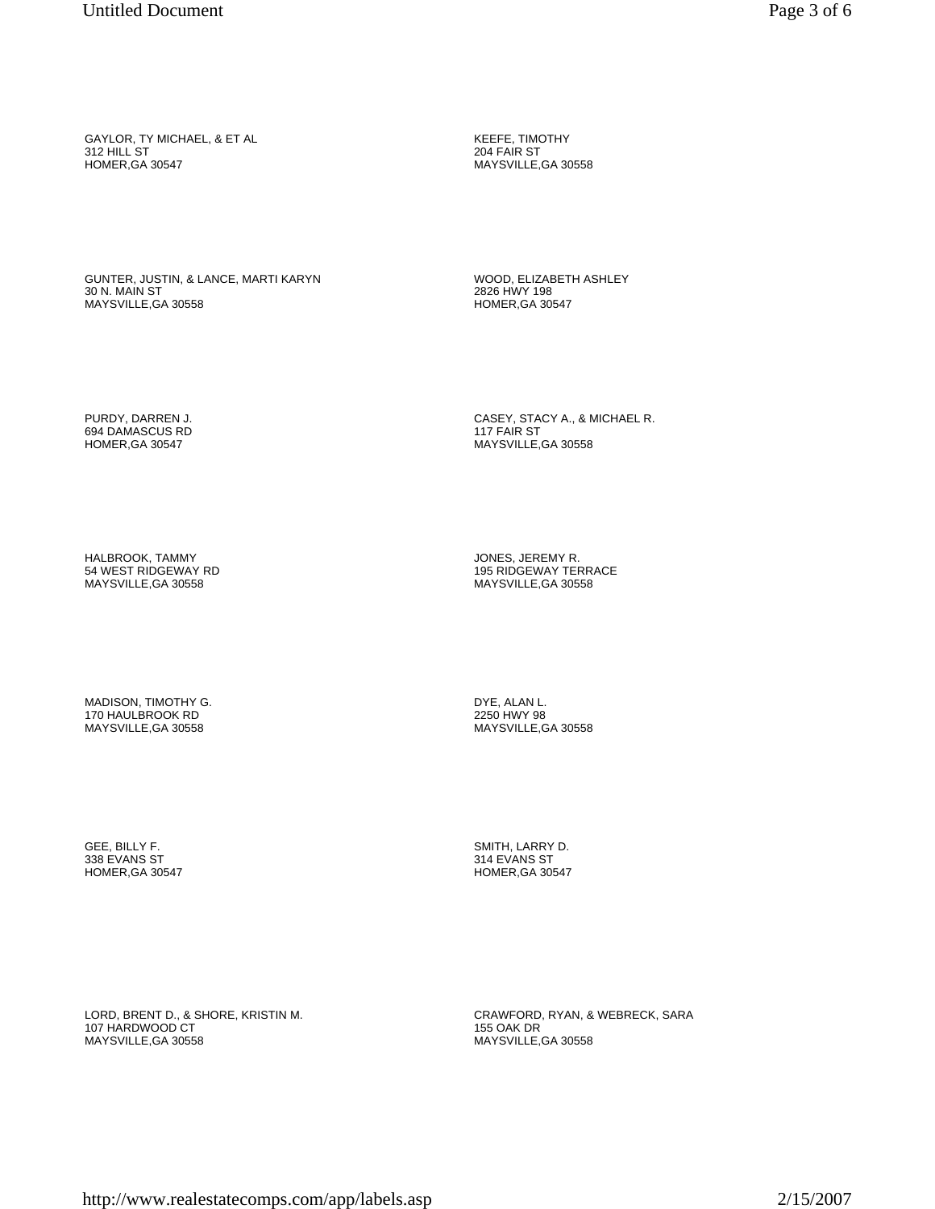GAYLOR, TY MICHAEL, & ET AL
312 HILL ST
HOMER,GA 30547

KEEFE, TIMOTHY
204 FAIR ST
MAYSVILLE,GA 30558

GUNTER, JUSTIN, & LANCE, MARTI KARYN
30 N. MAIN ST
MAYSVILLE,GA 30558

WOOD, ELIZABETH ASHLEY
2826 HWY 198
HOMER,GA 30547

PURDY, DARREN J.
694 DAMASCUS RD
HOMER,GA 30547

CASEY, STACY A., & MICHAEL R.
117 FAIR ST
MAYSVILLE,GA 30558

HALBROOK, TAMMY
54 WEST RIDGEWAY RD
MAYSVILLE,GA 30558

JONES, JEREMY R.
195 RIDGEWAY TERRACE
MAYSVILLE,GA 30558

MADISON, TIMOTHY G.
170 HAULBROOK RD
MAYSVILLE,GA 30558

DYE, ALAN L.
2250 HWY 98
MAYSVILLE,GA 30558

GEE, BILLY F.
338 EVANS ST
HOMER,GA 30547

SMITH, LARRY D.
314 EVANS ST
HOMER,GA 30547

LORD, BRENT D., & SHORE, KRISTIN M.
107 HARDWOOD CT
MAYSVILLE,GA 30558

CRAWFORD, RYAN, & WEBRECK, SARA
155 OAK DR
MAYSVILLE,GA 30558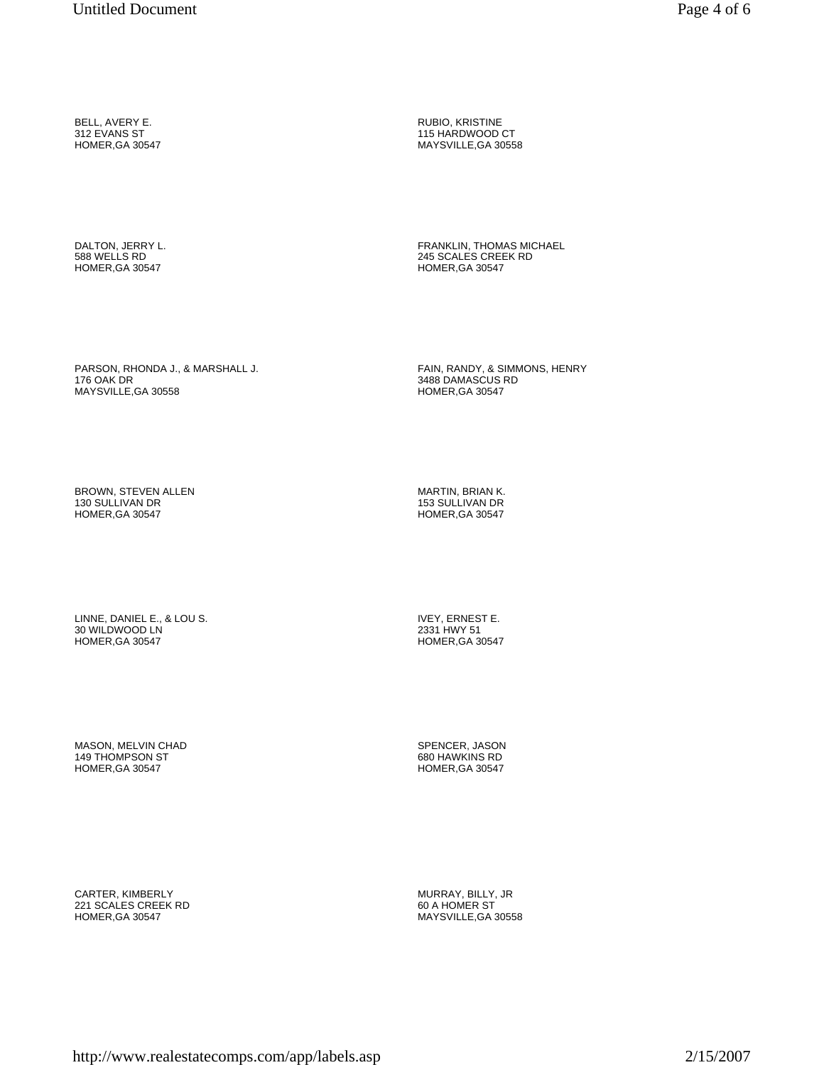BELL, AVERY E.
312 EVANS ST
HOMER,GA 30547

RUBIO, KRISTINE
115 HARDWOOD CT
MAYSVILLE,GA 30558

DALTON, JERRY L.
588 WELLS RD
HOMER,GA 30547

FRANKLIN, THOMAS MICHAEL
245 SCALES CREEK RD
HOMER,GA 30547

PARSON, RHONDA J., & MARSHALL J.
176 OAK DR
MAYSVILLE,GA 30558

FAIN, RANDY, & SIMMONS, HENRY
3488 DAMASCUS RD
HOMER,GA 30547

BROWN, STEVEN ALLEN
130 SULLIVAN DR
HOMER,GA 30547

MARTIN, BRIAN K.
153 SULLIVAN DR
HOMER,GA 30547

LINNE, DANIEL E., & LOU S.
30 WILDWOOD LN
HOMER,GA 30547

IVEY, ERNEST E.
2331 HWY 51
HOMER,GA 30547

MASON, MELVIN CHAD
149 THOMPSON ST
HOMER,GA 30547

SPENCER, JASON
680 HAWKINS RD
HOMER,GA 30547

CARTER, KIMBERLY
221 SCALES CREEK RD
HOMER,GA 30547

MURRAY, BILLY, JR
60 A HOMER ST
MAYSVILLE,GA 30558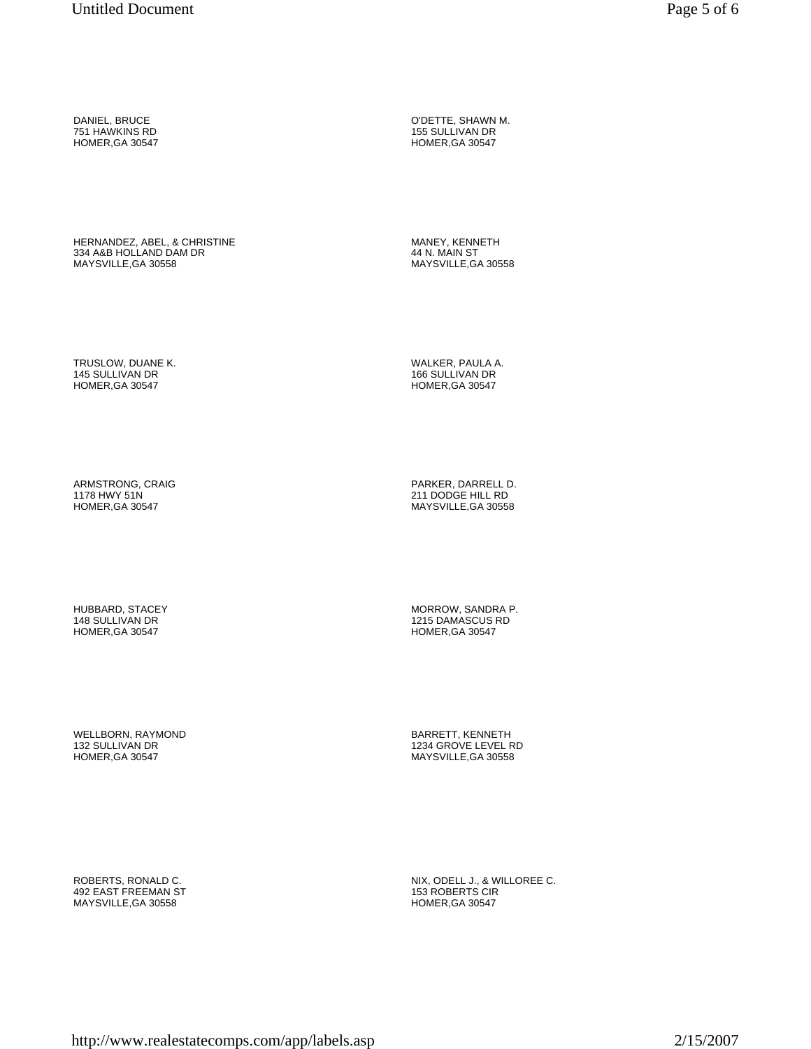DANIEL, BRUCE
751 HAWKINS RD
HOMER,GA 30547

O'DETTE, SHAWN M.
155 SULLIVAN DR
HOMER,GA 30547

HERNANDEZ, ABEL, & CHRISTINE
334 A&B HOLLAND DAM DR
MAYSVILLE,GA 30558

MANEY, KENNETH
44 N. MAIN ST
MAYSVILLE,GA 30558

TRUSLOW, DUANE K.
145 SULLIVAN DR
HOMER,GA 30547

WALKER, PAULA A.
166 SULLIVAN DR
HOMER,GA 30547

ARMSTRONG, CRAIG
1178 HWY 51N
HOMER,GA 30547

PARKER, DARRELL D.
211 DODGE HILL RD
MAYSVILLE,GA 30558

HUBBARD, STACEY
148 SULLIVAN DR
HOMER,GA 30547

MORROW, SANDRA P.
1215 DAMASCUS RD
HOMER,GA 30547

WELLBORN, RAYMOND
132 SULLIVAN DR
HOMER,GA 30547

BARRETT, KENNETH
1234 GROVE LEVEL RD
MAYSVILLE,GA 30558

ROBERTS, RONALD C.
492 EAST FREEMAN ST
MAYSVILLE,GA 30558

NIX, ODELL J., & WILLOREE C.
153 ROBERTS CIR
HOMER,GA 30547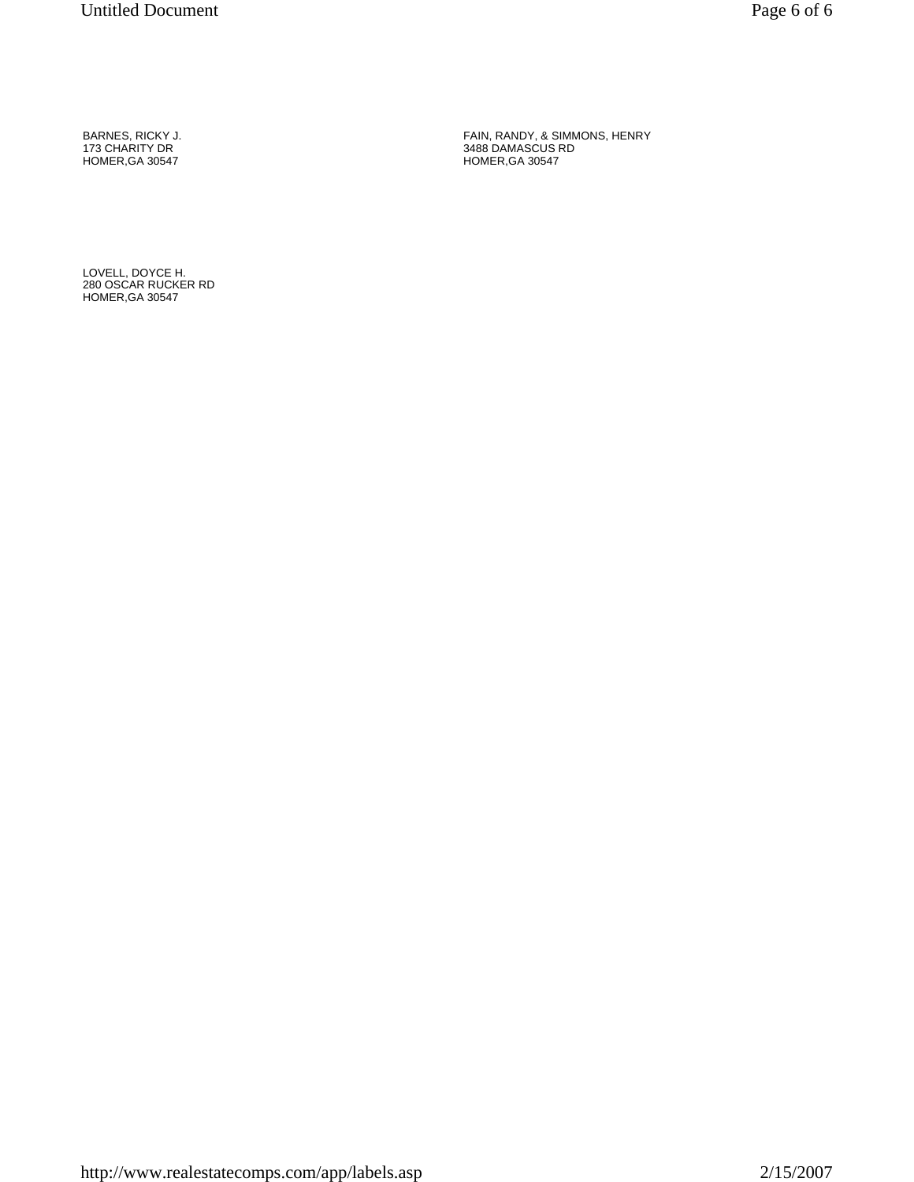BARNES, RICKY J.
173 CHARITY DR
HOMER,GA 30547

FAIN, RANDY, & SIMMONS, HENRY
3488 DAMASCUS RD
HOMER,GA 30547

LOVELL, DOYCE H.
280 OSCAR RUCKER RD
HOMER,GA 30547